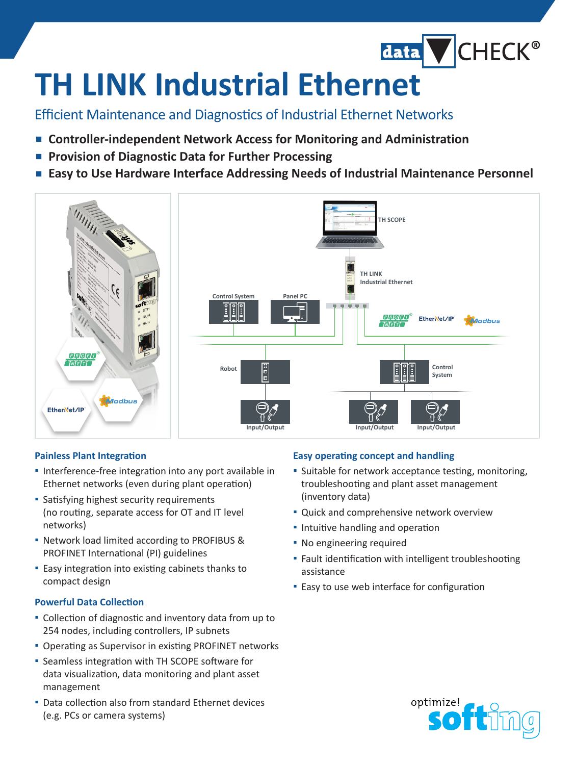# TH LINK Industrial Ethernet

## Efficient Maintenance and Diagnostics of Industrial Ethernet Networks

- **Controller-independent Network Access for Monitoring and Administration**
- **Provision of Diagnostic Data for Further Processing**
- **Easy to Use Hardware Interface Addressing Needs of Industrial Maintenance Personnel**

### Painless Plant Integration

- Interference-free integration into any port available in Ethernet networks (even during plant operation)
- Satisfying highest security requirements (no routing, separate access for OT and IT level networks)
- Network load limited according to PROFIBUS & PROFINET International (PI) guidelines
- Easy integration into existing cabinets thanks to compact design

### Powerful Data Collection

- Collection of diagnostic and inventory data from up to 254 nodes, including controllers, IP subnets
- Operating as Supervisor in existing PROFINET networks
- Seamless integration with TH SCOPE software for data visualization, data monitoring and plant asset management
- Data collection also from standard Ethernet devices (e.g. PCs or camera systems)

### Easy operating concept and handling

- Suitable for network acceptance testing, monitoring, troubleshooting and plant asset management (inventory data)
- Quick and comprehensive network overview
- Intuitive handling and operation
- No engineering required
- Fault identification with intelligent troubleshooting assistance
- Easy to use web interface for configuration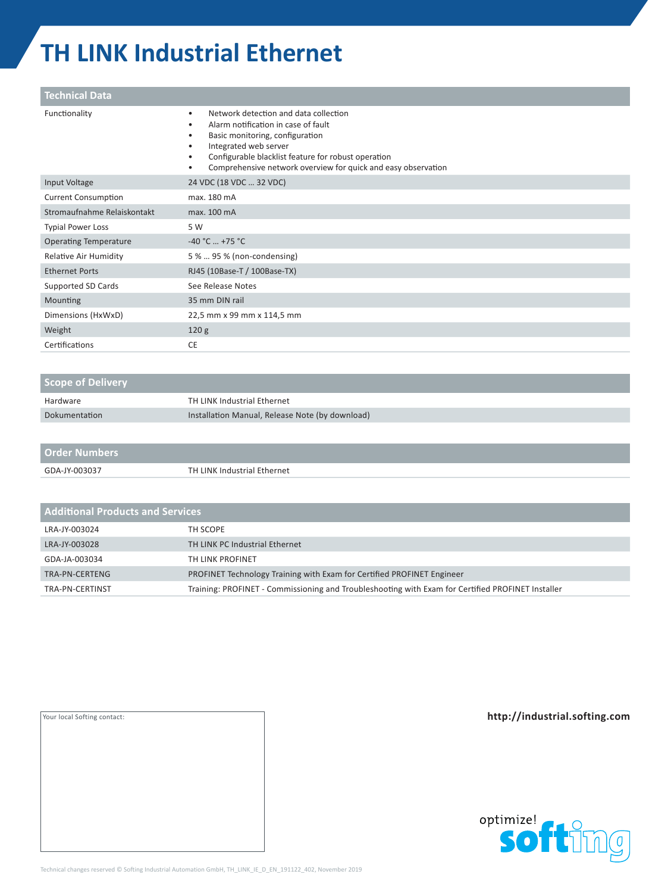# TH LINK Industrial Ethernet

| Technical Data | |
|---|---|
| Functionality | • Network detection and data collection<br>• Alarm notification in case of fault<br>• Basic monitoring, configuration<br>• Integrated web server<br>• Configurable blacklist feature for robust operation<br>• Comprehensive network overview for quick and easy observation |
| Input Voltage | 24 VDC (18 VDC … 32 VDC) |
| Current Consumption | max. 180 mA |
| Stromaufnahme Relaiskontakt | max. 100 mA |
| Typial Power Loss | 5 W |
| Operating Temperature | -40 °C … +75 °C |
| Relative Air Humidity | 5 % … 95 % (non-condensing) |
| Ethernet Ports | RJ45 (10Base-T / 100Base-TX) |
| Supported SD Cards | See Release Notes |
| Mounting | 35 mm DIN rail |
| Dimensions (HxWxD) | 22,5 mm x 99 mm x 114,5 mm |
| Weight | 120 g |
| Certifications | CE |

| Scope of Delivery | |
|---|---|
| Hardware | TH LINK Industrial Ethernet |
| Dokumentation | Installation Manual, Release Note (by download) |

| Order Numbers | |
|---|---|
| GDA-JY-003037 | TH LINK Industrial Ethernet |

| Additional Products and Services | |
|---|---|
| LRA-JY-003024 | TH SCOPE |
| LRA-JY-003028 | TH LINK PC Industrial Ethernet |
| GDA-JA-003034 | TH LINK PROFINET |
| TRA-PN-CERTENG | PROFINET Technology Training with Exam for Certified PROFINET Engineer |
| TRA-PN-CERTINST | Training: PROFINET - Commissioning and Troubleshooting with Exam for Certified PROFINET Installer |

Your local Softing contact:

**http://industrial.softing.com**

optimize! softing

Technical changes reserved © Softing Industrial Automation GmbH, TH_LINK_IE_D_EN_191122_402, November 2019